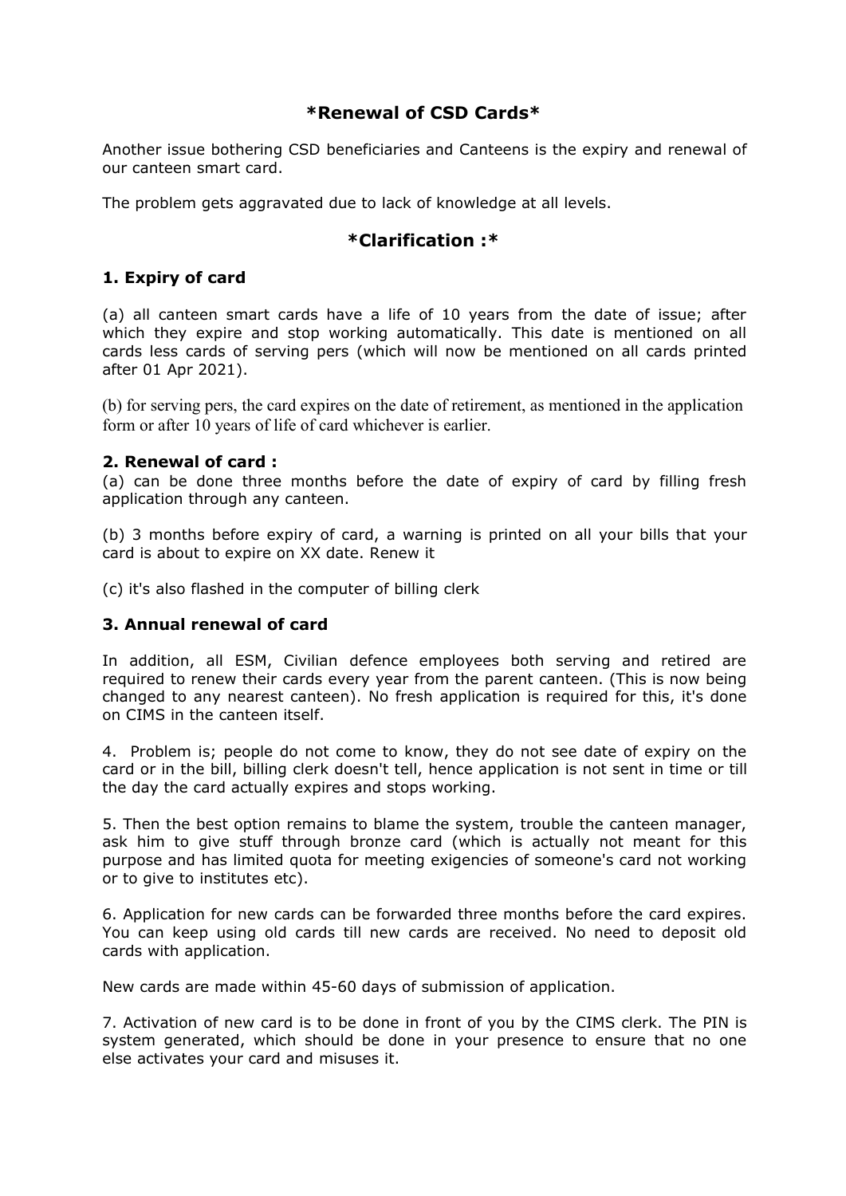## *Renewal of CSD Cards*

Another issue bothering CSD beneficiaries and Canteens is the expiry and renewal of our canteen smart card.

The problem gets aggravated due to lack of knowledge at all levels.

## *Clarification :*

### 1. Expiry of card

(a) all canteen smart cards have a life of 10 years from the date of issue; after which they expire and stop working automatically. This date is mentioned on all cards less cards of serving pers (which will now be mentioned on all cards printed after 01 Apr 2021).

(b) for serving pers, the card expires on the date of retirement, as mentioned in the application form or after 10 years of life of card whichever is earlier.

### 2. Renewal of card :

(a) can be done three months before the date of expiry of card by filling fresh application through any canteen.

(b) 3 months before expiry of card, a warning is printed on all your bills that your card is about to expire on XX date. Renew it

(c) it's also flashed in the computer of billing clerk

### 3. Annual renewal of card

In addition, all ESM, Civilian defence employees both serving and retired are required to renew their cards every year from the parent canteen. (This is now being changed to any nearest canteen). No fresh application is required for this, it's done on CIMS in the canteen itself.

4. Problem is; people do not come to know, they do not see date of expiry on the card or in the bill, billing clerk doesn't tell, hence application is not sent in time or till the day the card actually expires and stops working.

5. Then the best option remains to blame the system, trouble the canteen manager, ask him to give stuff through bronze card (which is actually not meant for this purpose and has limited quota for meeting exigencies of someone's card not working or to give to institutes etc).

6. Application for new cards can be forwarded three months before the card expires. You can keep using old cards till new cards are received. No need to deposit old cards with application.

New cards are made within 45-60 days of submission of application.

7. Activation of new card is to be done in front of you by the CIMS clerk. The PIN is system generated, which should be done in your presence to ensure that no one else activates your card and misuses it.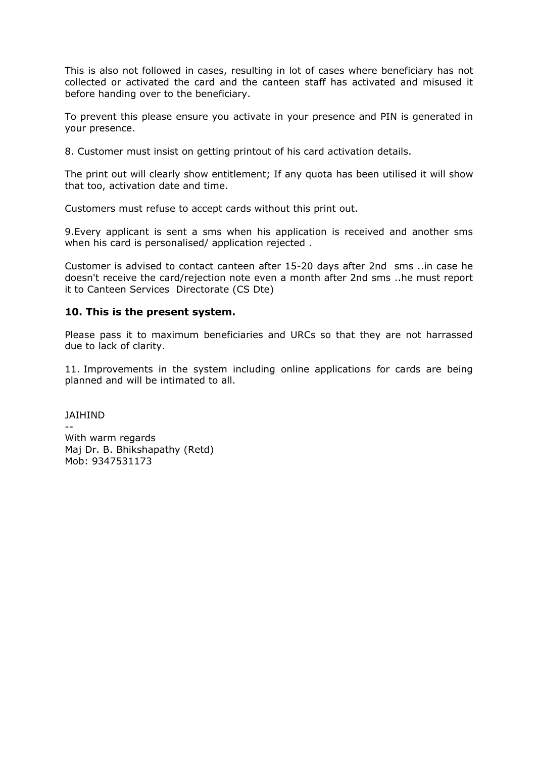This is also not followed in cases, resulting in lot of cases where beneficiary has not collected or activated the card and the canteen staff has activated and misused it before handing over to the beneficiary.

To prevent this please ensure you activate in your presence and PIN is generated in your presence.

8. Customer must insist on getting printout of his card activation details.

The print out will clearly show entitlement; If any quota has been utilised it will show that too, activation date and time.

Customers must refuse to accept cards without this print out.

9.Every applicant is sent a sms when his application is received and another sms when his card is personalised/ application rejected .

Customer is advised to contact canteen after 15-20 days after 2nd sms ..in case he doesn't receive the card/rejection note even a month after 2nd sms ..he must report it to Canteen Services Directorate (CS Dte)

**10. This is the present system.**

Please pass it to maximum beneficiaries and URCs so that they are not harrassed due to lack of clarity.

11. Improvements in the system including online applications for cards are being planned and will be intimated to all.

JAIHIND

--

With warm regards
Maj Dr. B. Bhikshapathy (Retd)
Mob: 9347531173